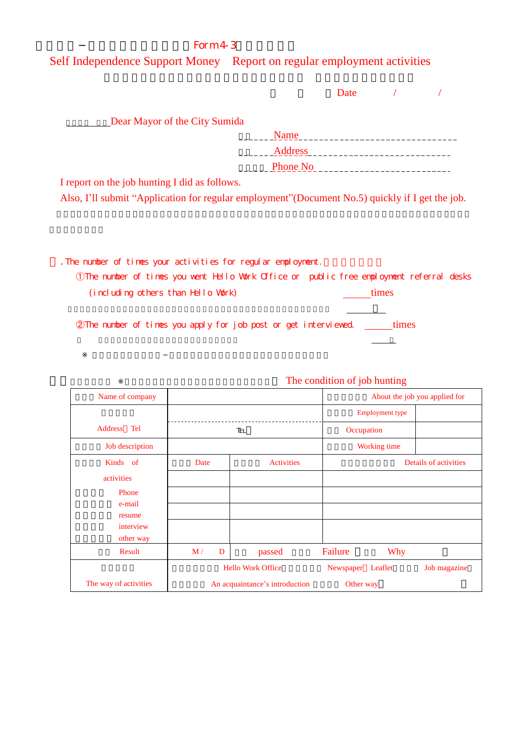Form4-3

# Self Independence Support Money　Report on regular employment activities

Date　　/　　/

Dear Mayor of the City Sumida

Name ______________________________

Address ______________________________

Phone No ______________________________

I report on the job hunting I did as follows.

Also, I'll submit "Application for regular employment"(Document No.5) quickly if I get the job.

. The number of times your activities for regular employment.

①The number of times you went Hello Work Office or public free employment referral desks (including others than Hello Work) ______times

②The number of times you apply for job post or get interviewed. ______times

※

The condition of job hunting

| Name of company | | | About the job you applied for | |
|---|---|---|---|---|
| Address・Tel | TEL | | Employment type | |
| | | | Occupation | |
| Job description | | | Working time | |
| Kinds of activities | Date | Activities | Details of activities | |
| Phone<br>e-mail<br>resume<br>interview<br>other way | | | | |
| | | | | |
| | | | | |
| | | | | |
| Result | M / D | passed | Failure | Why |
| The way of activities | Hello Work Office　Newspaper・Leaflet　Job magazine<br>An acquaintance's introduction　Other way | | | |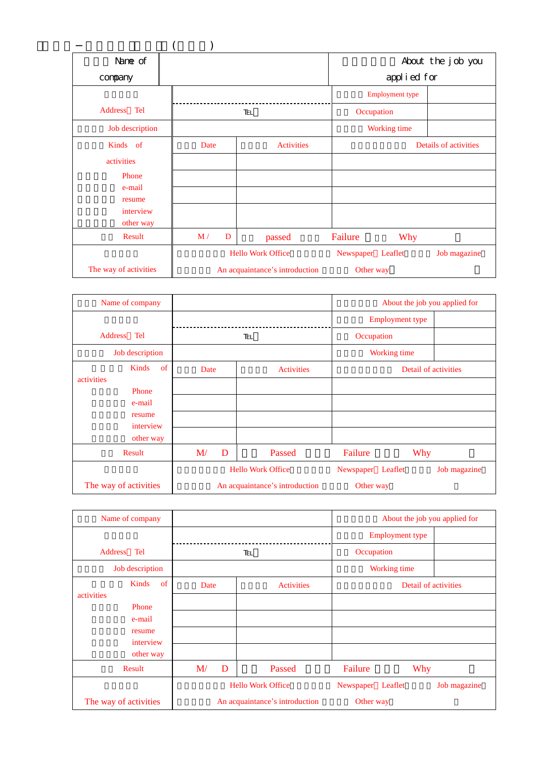| Name of company | | About the job you applied for | |
|---|---|---|---|
| Address Tel | | Employment type | |
| | TEL | Occupation | |
| Job description | | Working time | |

| Kinds of activities | Date | Activities | Details of activities |
|---|---|---|---|
| Phone / e-mail / resume / interview / other way | | | |
| | | | |
| | | | |
| | | | |
| Result | M / D | passed Failure Why | |
| The way of activities | Hello Work Office Newspaper Leaflet Job magazine<br>An acquaintance's introduction Other way | | |

| Name of company | | About the job you applied for | |
|---|---|---|---|
| Address Tel | | Employment type | |
| | TEL | Occupation | |
| Job description | | Working time | |

| Kinds of activities | Date | Activities | Detail of activities |
|---|---|---|---|
| Phone / e-mail / resume / interview / other way | | | |
| | | | |
| | | | |
| | | | |
| Result | M/ D | Passed Failure Why | |
| The way of activities | Hello Work Office Newspaper Leaflet Job magazine<br>An acquaintance's introduction Other way | | |

| Name of company | | About the job you applied for | |
|---|---|---|---|
| Address Tel | | Employment type | |
| | TEL | Occupation | |
| Job description | | Working time | |

| Kinds of activities | Date | Activities | Detail of activities |
|---|---|---|---|
| Phone / e-mail / resume / interview / other way | | | |
| | | | |
| | | | |
| | | | |
| Result | M/ D | Passed Failure Why | |
| The way of activities | Hello Work Office Newspaper Leaflet Job magazine<br>An acquaintance's introduction Other way | | |